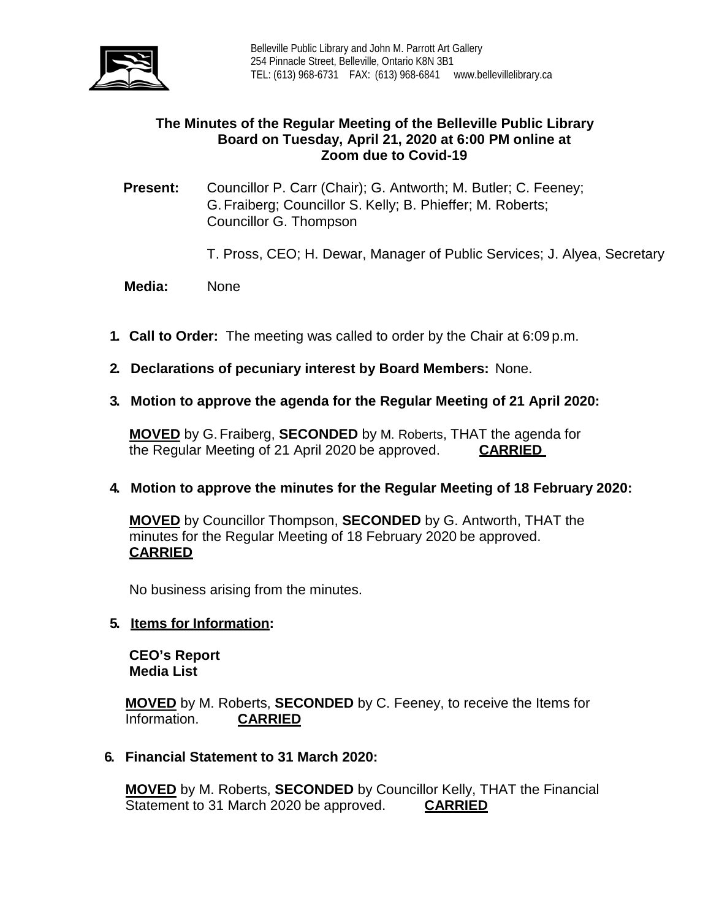Belleville Public Library and John M. Parrott Art Gallery
254 Pinnacle Street, Belleville, Ontario K8N 3B1
TEL: (613) 968-6731 FAX: (613) 968-6841 www.bellevillelibrary.ca

# The Minutes of the Regular Meeting of the Belleville Public Library Board on Tuesday, April 21, 2020 at 6:00 PM online at Zoom due to Covid-19

**Present:** Councillor P. Carr (Chair); G. Antworth; M. Butler; C. Feeney; G. Fraiberg; Councillor S. Kelly; B. Phieffer; M. Roberts; Councillor G. Thompson

T. Pross, CEO; H. Dewar, Manager of Public Services; J. Alyea, Secretary

**Media:** None

1. **Call to Order:** The meeting was called to order by the Chair at 6:09 p.m.

2. **Declarations of pecuniary interest by Board Members:** None.

3. **Motion to approve the agenda for the Regular Meeting of 21 April 2020:**

   **MOVED** by G. Fraiberg, **SECONDED** by M. Roberts, THAT the agenda for the Regular Meeting of 21 April 2020 be approved. **CARRIED**

4. **Motion to approve the minutes for the Regular Meeting of 18 February 2020:**

   **MOVED** by Councillor Thompson, **SECONDED** by G. Antworth, THAT the minutes for the Regular Meeting of 18 February 2020 be approved. **CARRIED**

   No business arising from the minutes.

5. **Items for Information:**

   **CEO's Report**
   **Media List**

   **MOVED** by M. Roberts, **SECONDED** by C. Feeney, to receive the Items for Information. **CARRIED**

6. **Financial Statement to 31 March 2020:**

   **MOVED** by M. Roberts, **SECONDED** by Councillor Kelly, THAT the Financial Statement to 31 March 2020 be approved. **CARRIED**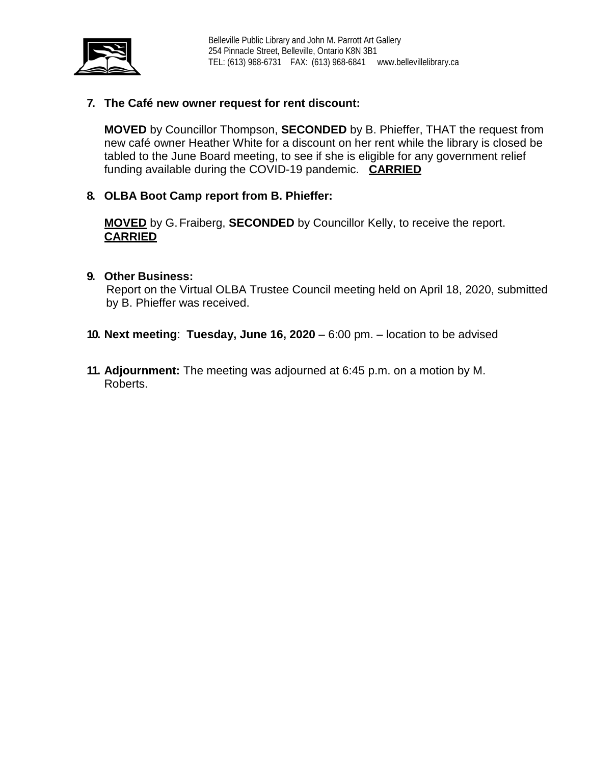Belleville Public Library and John M. Parrott Art Gallery
254 Pinnacle Street, Belleville, Ontario K8N 3B1
TEL: (613) 968-6731 FAX: (613) 968-6841 www.bellevillelibrary.ca

**7. The Café new owner request for rent discount:**

**MOVED** by Councillor Thompson, **SECONDED** by B. Phieffer, THAT the request from new café owner Heather White for a discount on her rent while the library is closed be tabled to the June Board meeting, to see if she is eligible for any government relief funding available during the COVID-19 pandemic. **CARRIED**

**8. OLBA Boot Camp report from B. Phieffer:**

**MOVED** by G. Fraiberg, **SECONDED** by Councillor Kelly, to receive the report. **CARRIED**

**9. Other Business:**
Report on the Virtual OLBA Trustee Council meeting held on April 18, 2020, submitted by B. Phieffer was received.

**10. Next meeting**: **Tuesday, June 16, 2020** – 6:00 pm. – location to be advised

**11. Adjournment:** The meeting was adjourned at 6:45 p.m. on a motion by M. Roberts.